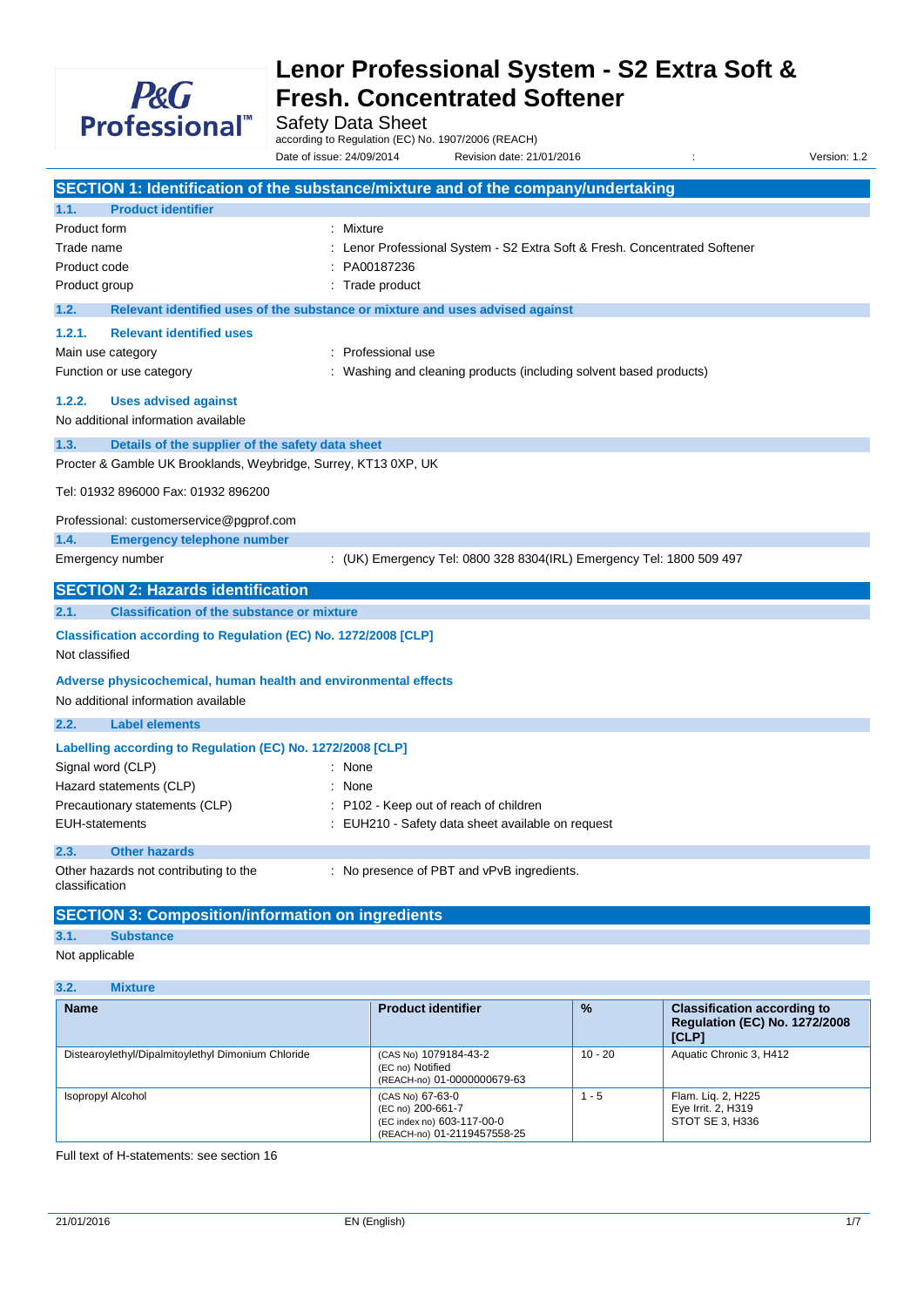# Lenor Professional System - S2 Extra Soft & Fresh. Concentrated Softener

Safety Data Sheet
according to Regulation (EC) No. 1907/2006 (REACH)

Date of issue: 24/09/2014 Revision date: 21/01/2016 : Version: 1.2

## SECTION 1: Identification of the substance/mixture and of the company/undertaking

### 1.1. Product identifier

Product form : Mixture
Trade name : Lenor Professional System - S2 Extra Soft & Fresh. Concentrated Softener
Product code : PA00187236
Product group : Trade product

### 1.2. Relevant identified uses of the substance or mixture and uses advised against

#### 1.2.1. Relevant identified uses

Main use category : Professional use
Function or use category : Washing and cleaning products (including solvent based products)

#### 1.2.2. Uses advised against

No additional information available

### 1.3. Details of the supplier of the safety data sheet

Procter & Gamble UK Brooklands, Weybridge, Surrey, KT13 0XP, UK

Tel: 01932 896000 Fax: 01932 896200

Professional: customerservice@pgprof.com

### 1.4. Emergency telephone number

Emergency number : (UK) Emergency Tel: 0800 328 8304(IRL) Emergency Tel: 1800 509 497

## SECTION 2: Hazards identification

### 2.1. Classification of the substance or mixture

**Classification according to Regulation (EC) No. 1272/2008 [CLP]**

Not classified

**Adverse physicochemical, human health and environmental effects**

No additional information available

### 2.2. Label elements

**Labelling according to Regulation (EC) No. 1272/2008 [CLP]**

Signal word (CLP) : None
Hazard statements (CLP) : None
Precautionary statements (CLP) : P102 - Keep out of reach of children
EUH-statements : EUH210 - Safety data sheet available on request

### 2.3. Other hazards

Other hazards not contributing to the classification : No presence of PBT and vPvB ingredients.

## SECTION 3: Composition/information on ingredients

### 3.1. Substance

Not applicable

### 3.2. Mixture

| Name | Product identifier | % | Classification according to Regulation (EC) No. 1272/2008 [CLP] |
|---|---|---|---|
| Distearoylethyl/Dipalmitoylethyl Dimonium Chloride | (CAS No) 1079184-43-2<br>(EC no) Notified<br>(REACH-no) 01-0000000679-63 | 10 - 20 | Aquatic Chronic 3, H412 |
| Isopropyl Alcohol | (CAS No) 67-63-0<br>(EC no) 200-661-7<br>(EC index no) 603-117-00-0<br>(REACH-no) 01-2119457558-25 | 1 - 5 | Flam. Liq. 2, H225<br>Eye Irrit. 2, H319<br>STOT SE 3, H336 |

Full text of H-statements: see section 16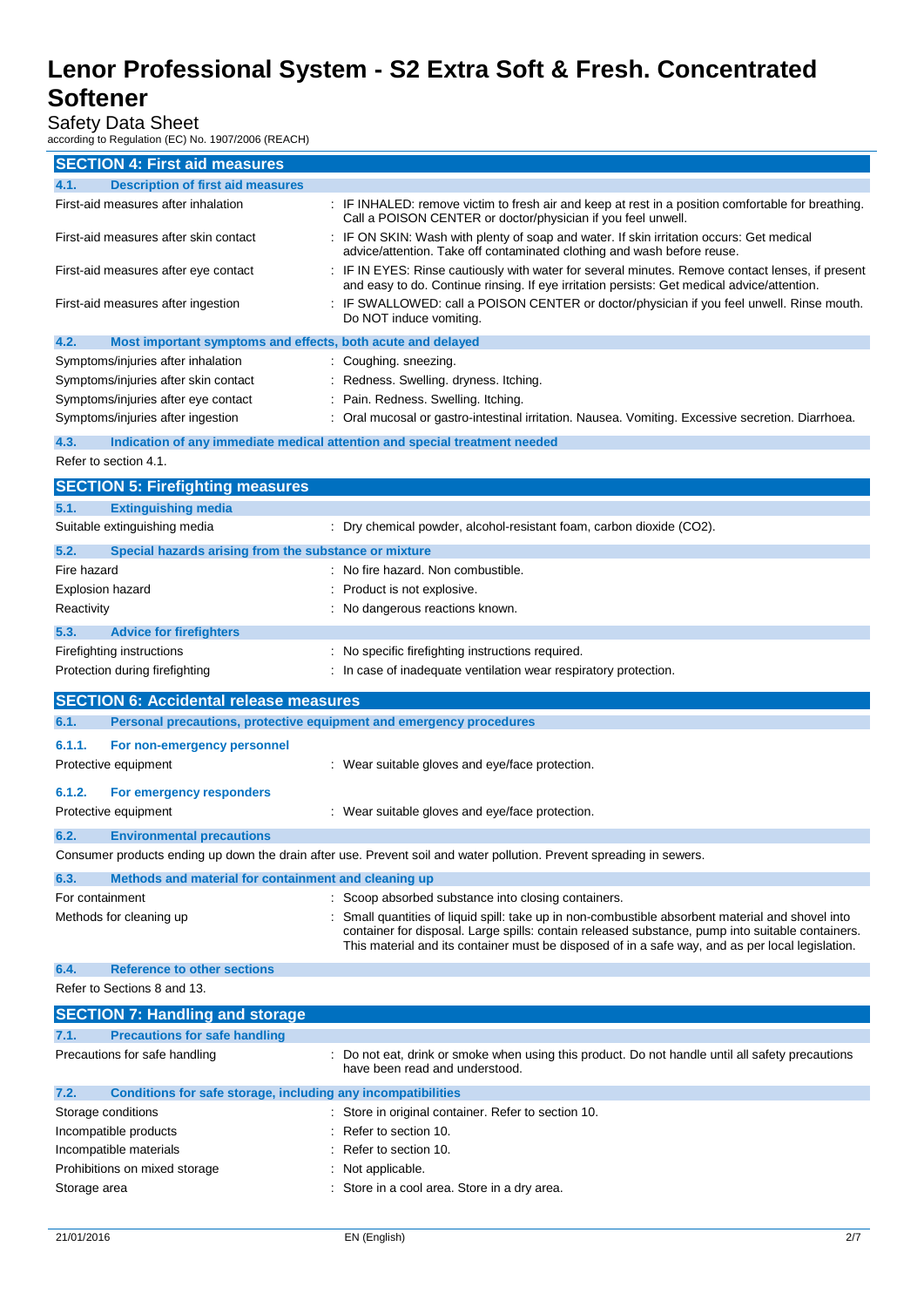## SECTION 4: First aid measures

### 4.1. Description of first aid measures

| | |
|---|---|
| First-aid measures after inhalation | : IF INHALED: remove victim to fresh air and keep at rest in a position comfortable for breathing. Call a POISON CENTER or doctor/physician if you feel unwell. |
| First-aid measures after skin contact | : IF ON SKIN: Wash with plenty of soap and water. If skin irritation occurs: Get medical advice/attention. Take off contaminated clothing and wash before reuse. |
| First-aid measures after eye contact | : IF IN EYES: Rinse cautiously with water for several minutes. Remove contact lenses, if present and easy to do. Continue rinsing. If eye irritation persists: Get medical advice/attention. |
| First-aid measures after ingestion | : IF SWALLOWED: call a POISON CENTER or doctor/physician if you feel unwell. Rinse mouth. Do NOT induce vomiting. |

### 4.2. Most important symptoms and effects, both acute and delayed

| | |
|---|---|
| Symptoms/injuries after inhalation | : Coughing. sneezing. |
| Symptoms/injuries after skin contact | : Redness. Swelling. dryness. Itching. |
| Symptoms/injuries after eye contact | : Pain. Redness. Swelling. Itching. |
| Symptoms/injuries after ingestion | : Oral mucosal or gastro-intestinal irritation. Nausea. Vomiting. Excessive secretion. Diarrhoea. |

### 4.3. Indication of any immediate medical attention and special treatment needed

Refer to section 4.1.

## SECTION 5: Firefighting measures

### 5.1. Extinguishing media

| | |
|---|---|
| Suitable extinguishing media | : Dry chemical powder, alcohol-resistant foam, carbon dioxide ($CO_2$). |

### 5.2. Special hazards arising from the substance or mixture

| | |
|---|---|
| Fire hazard | : No fire hazard. Non combustible. |
| Explosion hazard | : Product is not explosive. |
| Reactivity | : No dangerous reactions known. |

### 5.3. Advice for firefighters

| | |
|---|---|
| Firefighting instructions | : No specific firefighting instructions required. |
| Protection during firefighting | : In case of inadequate ventilation wear respiratory protection. |

## SECTION 6: Accidental release measures

### 6.1. Personal precautions, protective equipment and emergency procedures

#### 6.1.1. For non-emergency personnel

| | |
|---|---|
| Protective equipment | : Wear suitable gloves and eye/face protection. |

#### 6.1.2. For emergency responders

| | |
|---|---|
| Protective equipment | : Wear suitable gloves and eye/face protection. |

### 6.2. Environmental precautions

Consumer products ending up down the drain after use. Prevent soil and water pollution. Prevent spreading in sewers.

### 6.3. Methods and material for containment and cleaning up

| | |
|---|---|
| For containment | : Scoop absorbed substance into closing containers. |
| Methods for cleaning up | : Small quantities of liquid spill: take up in non-combustible absorbent material and shovel into container for disposal. Large spills: contain released substance, pump into suitable containers. This material and its container must be disposed of in a safe way, and as per local legislation. |

### 6.4. Reference to other sections

Refer to Sections 8 and 13.

## SECTION 7: Handling and storage

### 7.1. Precautions for safe handling

| | |
|---|---|
| Precautions for safe handling | : Do not eat, drink or smoke when using this product. Do not handle until all safety precautions have been read and understood. |

### 7.2. Conditions for safe storage, including any incompatibilities

| | |
|---|---|
| Storage conditions | : Store in original container. Refer to section 10. |
| Incompatible products | : Refer to section 10. |
| Incompatible materials | : Refer to section 10. |
| Prohibitions on mixed storage | : Not applicable. |
| Storage area | : Store in a cool area. Store in a dry area. |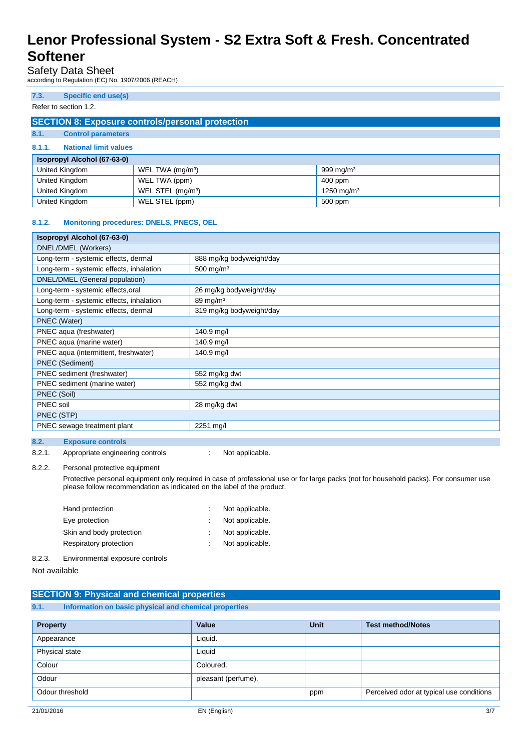### 7.3. Specific end use(s)

Refer to section 1.2.

## SECTION 8: Exposure controls/personal protection

### 8.1. Control parameters

#### 8.1.1. National limit values

| Isopropyl Alcohol (67-63-0) | | |
|---|---|---|
| United Kingdom | WEL TWA (mg/m³) | 999 mg/m³ |
| United Kingdom | WEL TWA (ppm) | 400 ppm |
| United Kingdom | WEL STEL (mg/m³) | 1250 mg/m³ |
| United Kingdom | WEL STEL (ppm) | 500 ppm |

#### 8.1.2. Monitoring procedures: DNELS, PNECS, OEL

| Isopropyl Alcohol (67-63-0) | |
|---|---|
| DNEL/DMEL (Workers) | |
| Long-term - systemic effects, dermal | 888 mg/kg bodyweight/day |
| Long-term - systemic effects, inhalation | 500 mg/m³ |
| DNEL/DMEL (General population) | |
| Long-term - systemic effects,oral | 26 mg/kg bodyweight/day |
| Long-term - systemic effects, inhalation | 89 mg/m³ |
| Long-term - systemic effects, dermal | 319 mg/kg bodyweight/day |
| PNEC (Water) | |
| PNEC aqua (freshwater) | 140.9 mg/l |
| PNEC aqua (marine water) | 140.9 mg/l |
| PNEC aqua (intermittent, freshwater) | 140.9 mg/l |
| PNEC (Sediment) | |
| PNEC sediment (freshwater) | 552 mg/kg dwt |
| PNEC sediment (marine water) | 552 mg/kg dwt |
| PNEC (Soil) | |
| PNEC soil | 28 mg/kg dwt |
| PNEC (STP) | |
| PNEC sewage treatment plant | 2251 mg/l |

### 8.2. Exposure controls

8.2.1. Appropriate engineering controls : Not applicable.

8.2.2. Personal protective equipment

Protective personal equipment only required in case of professional use or for large packs (not for household packs). For consumer use please follow recommendation as indicated on the label of the product.

Hand protection : Not applicable.

Eye protection : Not applicable.

Skin and body protection : Not applicable.

Respiratory protection : Not applicable.

8.2.3. Environmental exposure controls

Not available

## SECTION 9: Physical and chemical properties

### 9.1. Information on basic physical and chemical properties

| Property | Value | Unit | Test method/Notes |
|---|---|---|---|
| Appearance | Liquid. | | |
| Physical state | Liquid | | |
| Colour | Coloured. | | |
| Odour | pleasant (perfume). | | |
| Odour threshold | | ppm | Perceived odor at typical use conditions |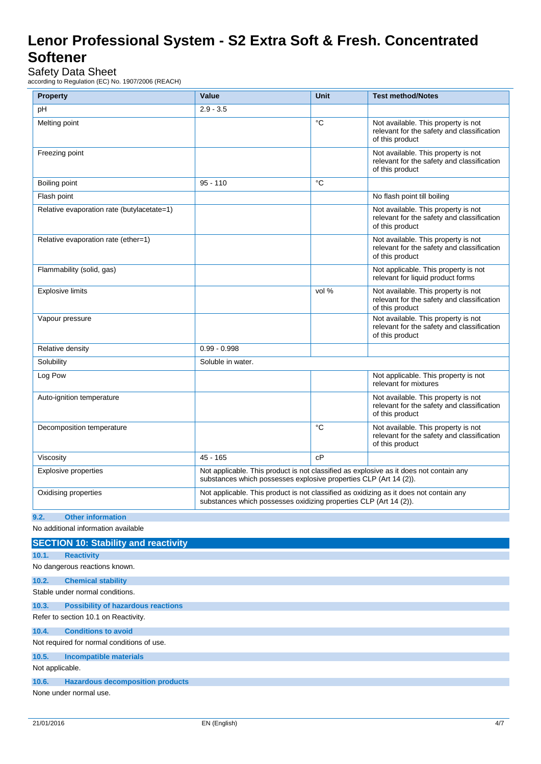| Property | Value | Unit | Test method/Notes |
|---|---|---|---|
| pH | 2.9 - 3.5 | | |
| Melting point | | °C | Not available. This property is not relevant for the safety and classification of this product |
| Freezing point | | | Not available. This property is not relevant for the safety and classification of this product |
| Boiling point | 95 - 110 | °C | |
| Flash point | | | No flash point till boiling |
| Relative evaporation rate (butylacetate=1) | | | Not available. This property is not relevant for the safety and classification of this product |
| Relative evaporation rate (ether=1) | | | Not available. This property is not relevant for the safety and classification of this product |
| Flammability (solid, gas) | | | Not applicable. This property is not relevant for liquid product forms |
| Explosive limits | | vol % | Not available. This property is not relevant for the safety and classification of this product |
| Vapour pressure | | | Not available. This property is not relevant for the safety and classification of this product |
| Relative density | 0.99 - 0.998 | | |
| Solubility | Soluble in water. | | |
| Log Pow | | | Not applicable. This property is not relevant for mixtures |
| Auto-ignition temperature | | | Not available. This property is not relevant for the safety and classification of this product |
| Decomposition temperature | | °C | Not available. This property is not relevant for the safety and classification of this product |
| Viscosity | 45 - 165 | cP | |
| Explosive properties | Not applicable. This product is not classified as explosive as it does not contain any substances which possesses explosive properties CLP (Art 14 (2)). | | |
| Oxidising properties | Not applicable. This product is not classified as oxidizing as it does not contain any substances which possesses oxidizing properties CLP (Art 14 (2)). | | |

### 9.2. Other information

No additional information available

## SECTION 10: Stability and reactivity

### 10.1. Reactivity

No dangerous reactions known.

### 10.2. Chemical stability

Stable under normal conditions.

### 10.3. Possibility of hazardous reactions

Refer to section 10.1 on Reactivity.

### 10.4. Conditions to avoid

Not required for normal conditions of use.

### 10.5. Incompatible materials

Not applicable.

### 10.6. Hazardous decomposition products

None under normal use.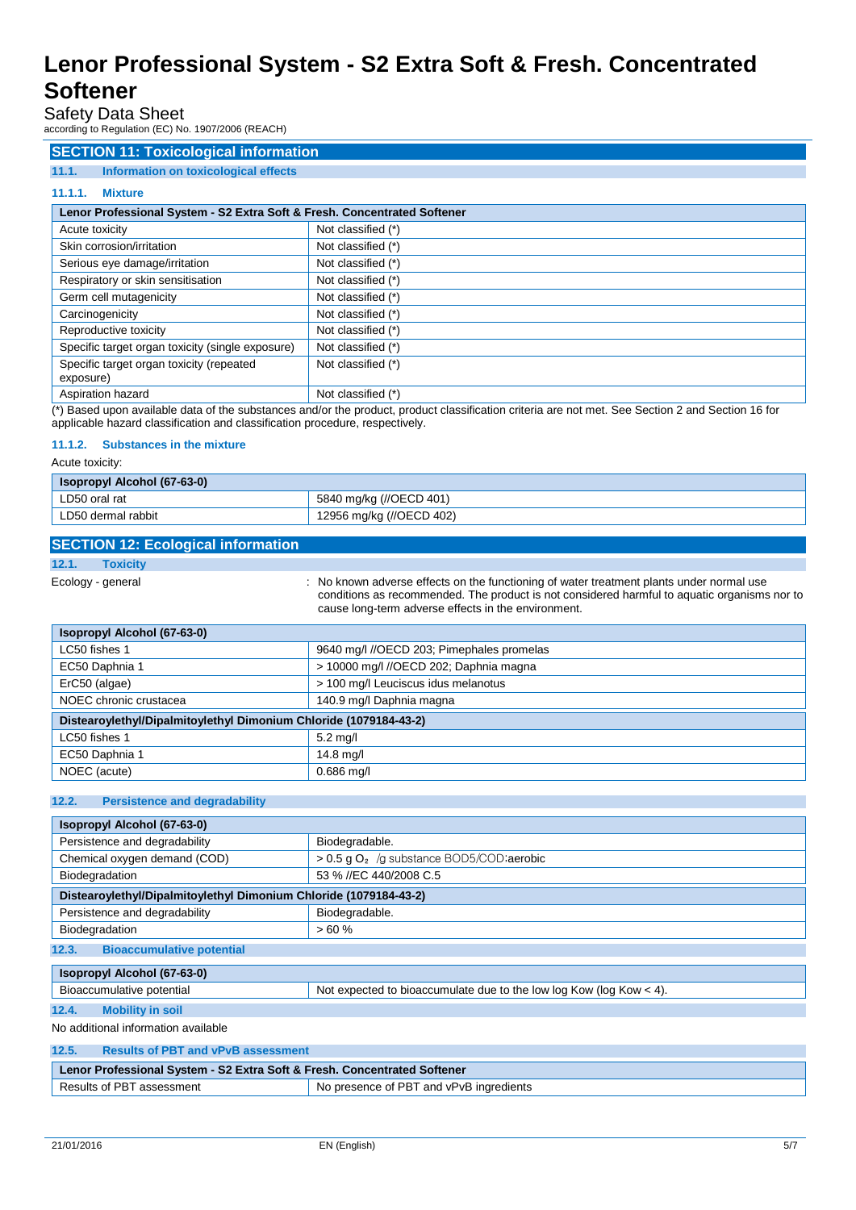## SECTION 11: Toxicological information

### 11.1. Information on toxicological effects

#### 11.1.1. Mixture

| Lenor Professional System - S2 Extra Soft & Fresh. Concentrated Softener | |
|---|---|
| Acute toxicity | Not classified (*) |
| Skin corrosion/irritation | Not classified (*) |
| Serious eye damage/irritation | Not classified (*) |
| Respiratory or skin sensitisation | Not classified (*) |
| Germ cell mutagenicity | Not classified (*) |
| Carcinogenicity | Not classified (*) |
| Reproductive toxicity | Not classified (*) |
| Specific target organ toxicity (single exposure) | Not classified (*) |
| Specific target organ toxicity (repeated exposure) | Not classified (*) |
| Aspiration hazard | Not classified (*) |

(*) Based upon available data of the substances and/or the product, product classification criteria are not met. See Section 2 and Section 16 for applicable hazard classification and classification procedure, respectively.

#### 11.1.2. Substances in the mixture

Acute toxicity:

| Isopropyl Alcohol (67-63-0) | |
|---|---|
| LD50 oral rat | 5840 mg/kg (//OECD 401) |
| LD50 dermal rabbit | 12956 mg/kg (//OECD 402) |

## SECTION 12: Ecological information

### 12.1. Toxicity

Ecology - general : No known adverse effects on the functioning of water treatment plants under normal use conditions as recommended. The product is not considered harmful to aquatic organisms nor to cause long-term adverse effects in the environment.

| Isopropyl Alcohol (67-63-0) | |
|---|---|
| LC50 fishes 1 | 9640 mg/l //OECD 203; Pimephales promelas |
| EC50 Daphnia 1 | > 10000 mg/l //OECD 202; Daphnia magna |
| ErC50 (algae) | > 100 mg/l Leuciscus idus melanotus |
| NOEC chronic crustacea | 140.9 mg/l Daphnia magna |
| **Distearoylethyl/Dipalmitoylethyl Dimonium Chloride (1079184-43-2)** | |
| LC50 fishes 1 | 5.2 mg/l |
| EC50 Daphnia 1 | 14.8 mg/l |
| NOEC (acute) | 0.686 mg/l |

### 12.2. Persistence and degradability

| Isopropyl Alcohol (67-63-0) | |
|---|---|
| Persistence and degradability | Biodegradable. |
| Chemical oxygen demand (COD) | > 0.5 g $O_2$ /g substance BOD5/COD:aerobic |
| Biodegradation | 53 % //EC 440/2008 C.5 |
| **Distearoylethyl/Dipalmitoylethyl Dimonium Chloride (1079184-43-2)** | |
| Persistence and degradability | Biodegradable. |
| Biodegradation | > 60 % |

### 12.3. Bioaccumulative potential

| Isopropyl Alcohol (67-63-0) | |
|---|---|
| Bioaccumulative potential | Not expected to bioaccumulate due to the low log Kow (log Kow < 4). |

### 12.4. Mobility in soil

No additional information available

### 12.5. Results of PBT and vPvB assessment

| Lenor Professional System - S2 Extra Soft & Fresh. Concentrated Softener | |
|---|---|
| Results of PBT assessment | No presence of PBT and vPvB ingredients |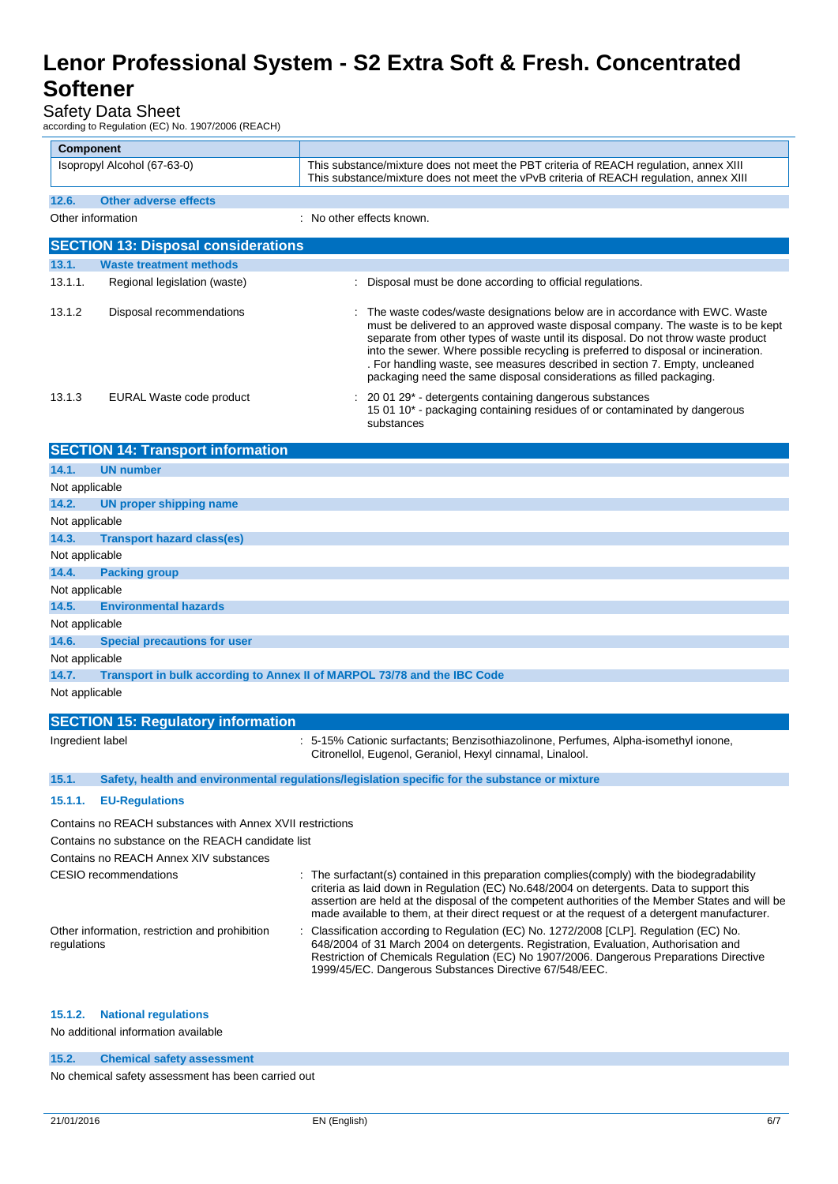| Component | |
|---|---|
| Isopropyl Alcohol (67-63-0) | This substance/mixture does not meet the PBT criteria of REACH regulation, annex XIII<br>This substance/mixture does not meet the vPvB criteria of REACH regulation, annex XIII |

### 12.6. Other adverse effects

Other information : No other effects known.

## SECTION 13: Disposal considerations

### 13.1. Waste treatment methods

13.1.1. Regional legislation (waste) : Disposal must be done according to official regulations.

13.1.2 Disposal recommendations : The waste codes/waste designations below are in accordance with EWC. Waste must be delivered to an approved waste disposal company. The waste is to be kept separate from other types of waste until its disposal. Do not throw waste product into the sewer. Where possible recycling is preferred to disposal or incineration. . For handling waste, see measures described in section 7. Empty, uncleaned packaging need the same disposal considerations as filled packaging.

13.1.3 EURAL Waste code product : 20 01 29* - detergents containing dangerous substances
15 01 10* - packaging containing residues of or contaminated by dangerous substances

## SECTION 14: Transport information

### 14.1. UN number

Not applicable

### 14.2. UN proper shipping name

Not applicable

### 14.3. Transport hazard class(es)

Not applicable

### 14.4. Packing group

Not applicable

### 14.5. Environmental hazards

Not applicable

### 14.6. Special precautions for user

Not applicable

### 14.7. Transport in bulk according to Annex II of MARPOL 73/78 and the IBC Code

Not applicable

## SECTION 15: Regulatory information

Ingredient label : 5-15% Cationic surfactants; Benzisothiazolinone, Perfumes, Alpha-isomethyl ionone, Citronellol, Eugenol, Geraniol, Hexyl cinnamal, Linalool.

### 15.1. Safety, health and environmental regulations/legislation specific for the substance or mixture

#### 15.1.1. EU-Regulations

Contains no REACH substances with Annex XVII restrictions

Contains no substance on the REACH candidate list

Contains no REACH Annex XIV substances

CESIO recommendations : The surfactant(s) contained in this preparation complies(comply) with the biodegradability criteria as laid down in Regulation (EC) No.648/2004 on detergents. Data to support this assertion are held at the disposal of the competent authorities of the Member States and will be made available to them, at their direct request or at the request of a detergent manufacturer.

Other information, restriction and prohibition regulations : Classification according to Regulation (EC) No. 1272/2008 [CLP]. Regulation (EC) No. 648/2004 of 31 March 2004 on detergents. Registration, Evaluation, Authorisation and Restriction of Chemicals Regulation (EC) No 1907/2006. Dangerous Preparations Directive 1999/45/EC. Dangerous Substances Directive 67/548/EEC.

#### 15.1.2. National regulations

No additional information available

### 15.2. Chemical safety assessment

No chemical safety assessment has been carried out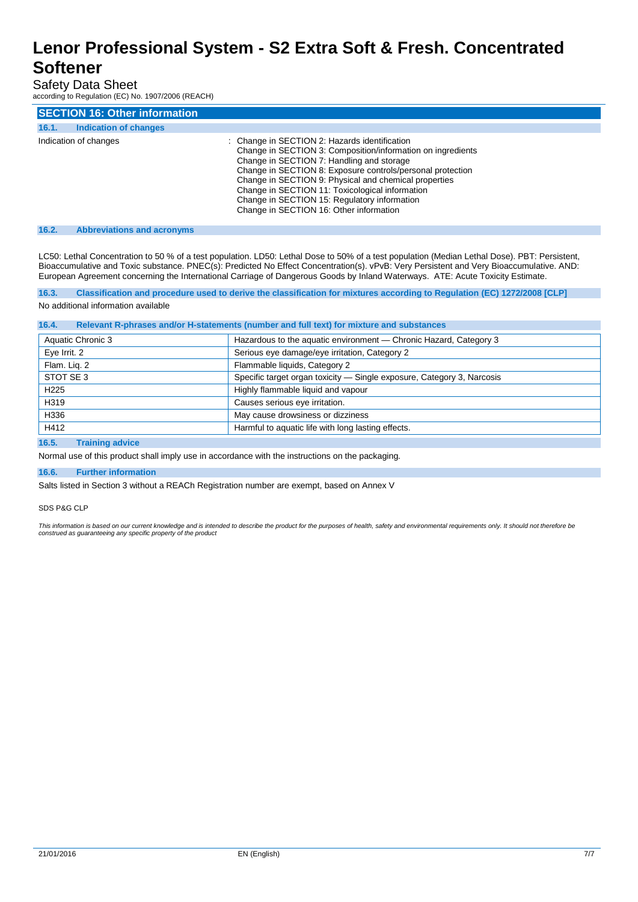## SECTION 16: Other information

### 16.1. Indication of changes

Indication of changes : Change in SECTION 2: Hazards identification
Change in SECTION 3: Composition/information on ingredients
Change in SECTION 7: Handling and storage
Change in SECTION 8: Exposure controls/personal protection
Change in SECTION 9: Physical and chemical properties
Change in SECTION 11: Toxicological information
Change in SECTION 15: Regulatory information
Change in SECTION 16: Other information

### 16.2. Abbreviations and acronyms

LC50: Lethal Concentration to 50 % of a test population. LD50: Lethal Dose to 50% of a test population (Median Lethal Dose). PBT: Persistent, Bioaccumulative and Toxic substance. PNEC(s): Predicted No Effect Concentration(s). vPvB: Very Persistent and Very Bioaccumulative. AND: European Agreement concerning the International Carriage of Dangerous Goods by Inland Waterways. ATE: Acute Toxicity Estimate.

### 16.3. Classification and procedure used to derive the classification for mixtures according to Regulation (EC) 1272/2008 [CLP]

No additional information available

### 16.4. Relevant R-phrases and/or H-statements (number and full text) for mixture and substances

| | |
|---|---|
| Aquatic Chronic 3 | Hazardous to the aquatic environment — Chronic Hazard, Category 3 |
| Eye Irrit. 2 | Serious eye damage/eye irritation, Category 2 |
| Flam. Liq. 2 | Flammable liquids, Category 2 |
| STOT SE 3 | Specific target organ toxicity — Single exposure, Category 3, Narcosis |
| H225 | Highly flammable liquid and vapour |
| H319 | Causes serious eye irritation. |
| H336 | May cause drowsiness or dizziness |
| H412 | Harmful to aquatic life with long lasting effects. |

### 16.5. Training advice

Normal use of this product shall imply use in accordance with the instructions on the packaging.

### 16.6. Further information

Salts listed in Section 3 without a REACh Registration number are exempt, based on Annex V

SDS P&G CLP

*This information is based on our current knowledge and is intended to describe the product for the purposes of health, safety and environmental requirements only. It should not therefore be construed as guaranteeing any specific property of the product*